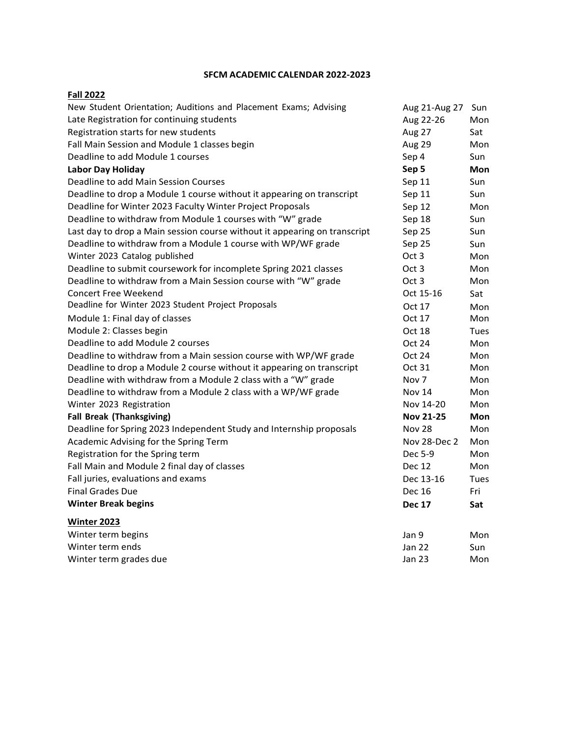# SFCM ACADEMIC CALENDAR 2022-2023

## Fall 2022

| Event | Date | Day |
|---|---|---|
| New Student Orientation; Auditions and Placement Exams; Advising | Aug 21-Aug 27 | Sun |
| Late Registration for continuing students | Aug 22-26 | Mon |
| Registration starts for new students | Aug 27 | Sat |
| Fall Main Session and Module 1 classes begin | Aug 29 | Mon |
| Deadline to add Module 1 courses | Sep 4 | Sun |
| **Labor Day Holiday** | **Sep 5** | **Mon** |
| Deadline to add Main Session Courses | Sep 11 | Sun |
| Deadline to drop a Module 1 course without it appearing on transcript | Sep 11 | Sun |
| Deadline for Winter 2023 Faculty Winter Project Proposals | Sep 12 | Mon |
| Deadline to withdraw from Module 1 courses with "W" grade | Sep 18 | Sun |
| Last day to drop a Main session course without it appearing on transcript | Sep 25 | Sun |
| Deadline to withdraw from a Module 1 course with WP/WF grade | Sep 25 | Sun |
| Winter 2023 Catalog published | Oct 3 | Mon |
| Deadline to submit coursework for incomplete Spring 2021 classes | Oct 3 | Mon |
| Deadline to withdraw from a Main Session course with "W" grade | Oct 3 | Mon |
| Concert Free Weekend | Oct 15-16 | Sat |
| Deadline for Winter 2023 Student Project Proposals | Oct 17 | Mon |
| Module 1: Final day of classes | Oct 17 | Mon |
| Module 2: Classes begin | Oct 18 | Tues |
| Deadline to add Module 2 courses | Oct 24 | Mon |
| Deadline to withdraw from a Main session course with WP/WF grade | Oct 24 | Mon |
| Deadline to drop a Module 2 course without it appearing on transcript | Oct 31 | Mon |
| Deadline with withdraw from a Module 2 class with a "W" grade | Nov 7 | Mon |
| Deadline to withdraw from a Module 2 class with a WP/WF grade | Nov 14 | Mon |
| Winter 2023 Registration | Nov 14-20 | Mon |
| **Fall Break (Thanksgiving)** | **Nov 21-25** | **Mon** |
| Deadline for Spring 2023 Independent Study and Internship proposals | Nov 28 | Mon |
| Academic Advising for the Spring Term | Nov 28-Dec 2 | Mon |
| Registration for the Spring term | Dec 5-9 | Mon |
| Fall Main and Module 2 final day of classes | Dec 12 | Mon |
| Fall juries, evaluations and exams | Dec 13-16 | Tues |
| Final Grades Due | Dec 16 | Fri |
| **Winter Break begins** | **Dec 17** | **Sat** |

## Winter 2023

| Event | Date | Day |
|---|---|---|
| Winter term begins | Jan 9 | Mon |
| Winter term ends | Jan 22 | Sun |
| Winter term grades due | Jan 23 | Mon |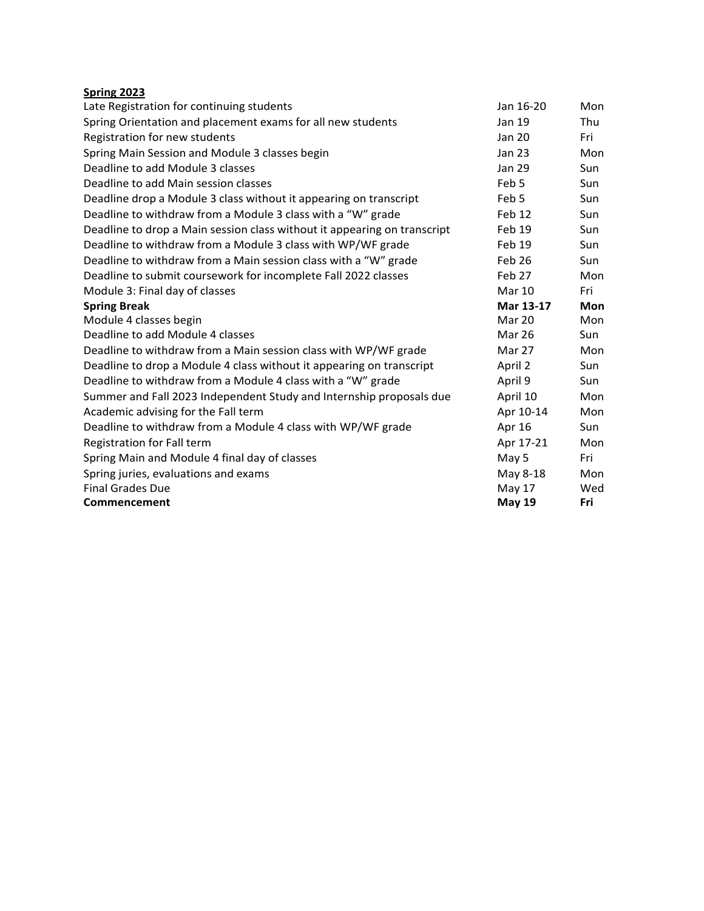**<u>Spring 2023</u>**

| | | |
|---|---|---|
| Late Registration for continuing students | Jan 16-20 | Mon |
| Spring Orientation and placement exams for all new students | Jan 19 | Thu |
| Registration for new students | Jan 20 | Fri |
| Spring Main Session and Module 3 classes begin | Jan 23 | Mon |
| Deadline to add Module 3 classes | Jan 29 | Sun |
| Deadline to add Main session classes | Feb 5 | Sun |
| Deadline drop a Module 3 class without it appearing on transcript | Feb 5 | Sun |
| Deadline to withdraw from a Module 3 class with a "W" grade | Feb 12 | Sun |
| Deadline to drop a Main session class without it appearing on transcript | Feb 19 | Sun |
| Deadline to withdraw from a Module 3 class with WP/WF grade | Feb 19 | Sun |
| Deadline to withdraw from a Main session class with a "W" grade | Feb 26 | Sun |
| Deadline to submit coursework for incomplete Fall 2022 classes | Feb 27 | Mon |
| Module 3: Final day of classes | Mar 10 | Fri |
| **Spring Break** | **Mar 13-17** | **Mon** |
| Module 4 classes begin | Mar 20 | Mon |
| Deadline to add Module 4 classes | Mar 26 | Sun |
| Deadline to withdraw from a Main session class with WP/WF grade | Mar 27 | Mon |
| Deadline to drop a Module 4 class without it appearing on transcript | April 2 | Sun |
| Deadline to withdraw from a Module 4 class with a "W" grade | April 9 | Sun |
| Summer and Fall 2023 Independent Study and Internship proposals due | April 10 | Mon |
| Academic advising for the Fall term | Apr 10-14 | Mon |
| Deadline to withdraw from a Module 4 class with WP/WF grade | Apr 16 | Sun |
| Registration for Fall term | Apr 17-21 | Mon |
| Spring Main and Module 4 final day of classes | May 5 | Fri |
| Spring juries, evaluations and exams | May 8-18 | Mon |
| Final Grades Due | May 17 | Wed |
| **Commencement** | **May 19** | **Fri** |